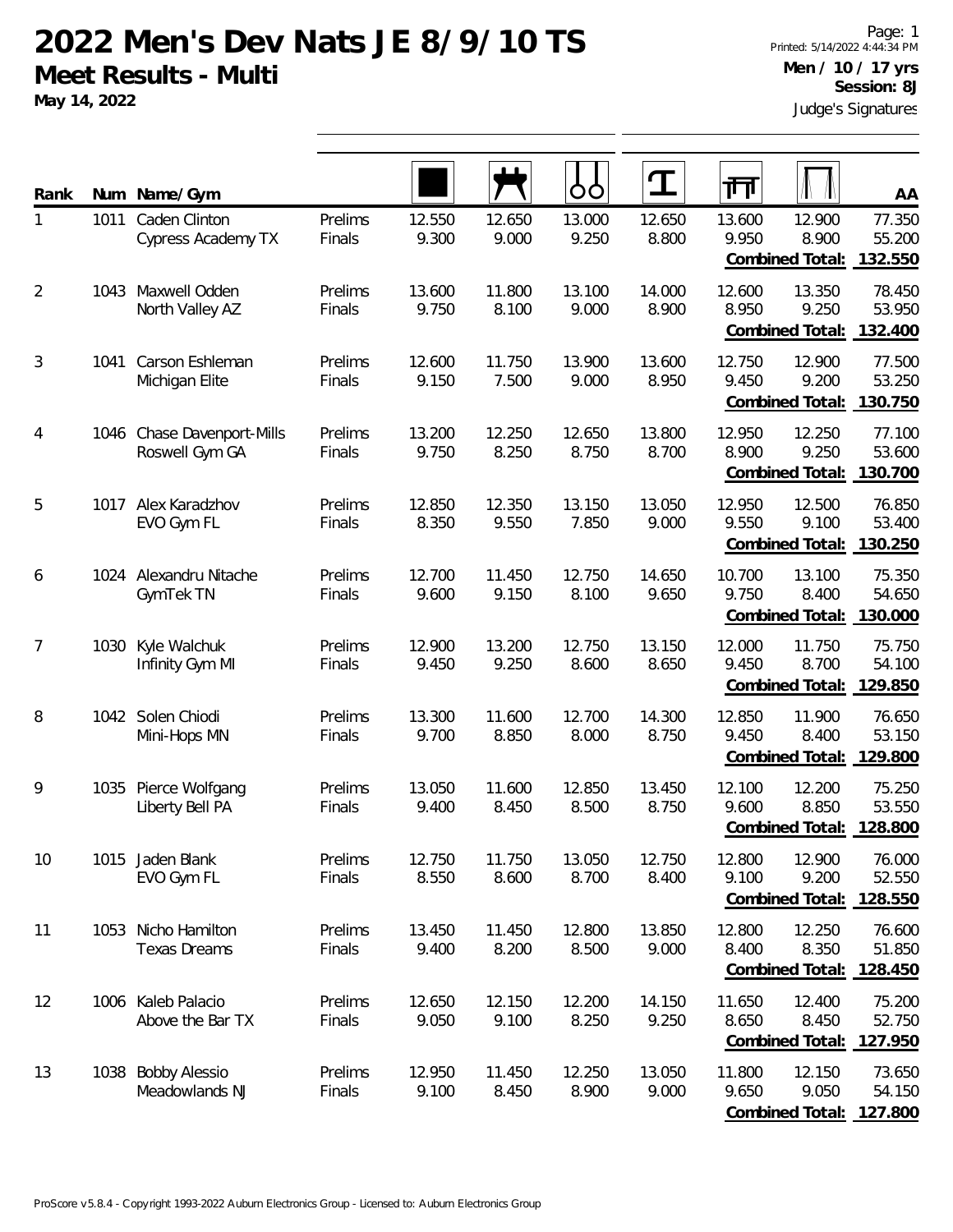# 2022 Men's Dev Nats JE 8/9/10 TS

## Meet Results - Multi

**May 14, 2022**

Printed: 5/14/2022 4:44:34 PM

**Men / 10 / 17 yrs**

**Session: 8J**

Judge's Signatures

| Rank | Num | Name/Gym | | Floor | Pommel Horse | Rings | Vault | Parallel Bars | High Bar | AA |
|---|---|---|---|---|---|---|---|---|---|---|
| 1 | 1011 | Caden Clinton | Prelims | 12.550 | 12.650 | 13.000 | 12.650 | 13.600 | 12.900 | 77.350 |
| | | Cypress Academy TX | Finals | 9.300 | 9.000 | 9.250 | 8.800 | 9.950 | 8.900 | 55.200 |
| | | | | | | | | | **Combined Total:** | **132.550** |
| 2 | 1043 | Maxwell Odden | Prelims | 13.600 | 11.800 | 13.100 | 14.000 | 12.600 | 13.350 | 78.450 |
| | | North Valley AZ | Finals | 9.750 | 8.100 | 9.000 | 8.900 | 8.950 | 9.250 | 53.950 |
| | | | | | | | | | **Combined Total:** | **132.400** |
| 3 | 1041 | Carson Eshleman | Prelims | 12.600 | 11.750 | 13.900 | 13.600 | 12.750 | 12.900 | 77.500 |
| | | Michigan Elite | Finals | 9.150 | 7.500 | 9.000 | 8.950 | 9.450 | 9.200 | 53.250 |
| | | | | | | | | | **Combined Total:** | **130.750** |
| 4 | 1046 | Chase Davenport-Mills | Prelims | 13.200 | 12.250 | 12.650 | 13.800 | 12.950 | 12.250 | 77.100 |
| | | Roswell Gym GA | Finals | 9.750 | 8.250 | 8.750 | 8.700 | 8.900 | 9.250 | 53.600 |
| | | | | | | | | | **Combined Total:** | **130.700** |
| 5 | 1017 | Alex Karadzhov | Prelims | 12.850 | 12.350 | 13.150 | 13.050 | 12.950 | 12.500 | 76.850 |
| | | EVO Gym FL | Finals | 8.350 | 9.550 | 7.850 | 9.000 | 9.550 | 9.100 | 53.400 |
| | | | | | | | | | **Combined Total:** | **130.250** |
| 6 | 1024 | Alexandru Nitache | Prelims | 12.700 | 11.450 | 12.750 | 14.650 | 10.700 | 13.100 | 75.350 |
| | | GymTek TN | Finals | 9.600 | 9.150 | 8.100 | 9.650 | 9.750 | 8.400 | 54.650 |
| | | | | | | | | | **Combined Total:** | **130.000** |
| 7 | 1030 | Kyle Walchuk | Prelims | 12.900 | 13.200 | 12.750 | 13.150 | 12.000 | 11.750 | 75.750 |
| | | Infinity Gym MI | Finals | 9.450 | 9.250 | 8.600 | 8.650 | 9.450 | 8.700 | 54.100 |
| | | | | | | | | | **Combined Total:** | **129.850** |
| 8 | 1042 | Solen Chiodi | Prelims | 13.300 | 11.600 | 12.700 | 14.300 | 12.850 | 11.900 | 76.650 |
| | | Mini-Hops MN | Finals | 9.700 | 8.850 | 8.000 | 8.750 | 9.450 | 8.400 | 53.150 |
| | | | | | | | | | **Combined Total:** | **129.800** |
| 9 | 1035 | Pierce Wolfgang | Prelims | 13.050 | 11.600 | 12.850 | 13.450 | 12.100 | 12.200 | 75.250 |
| | | Liberty Bell PA | Finals | 9.400 | 8.450 | 8.500 | 8.750 | 9.600 | 8.850 | 53.550 |
| | | | | | | | | | **Combined Total:** | **128.800** |
| 10 | 1015 | Jaden Blank | Prelims | 12.750 | 11.750 | 13.050 | 12.750 | 12.800 | 12.900 | 76.000 |
| | | EVO Gym FL | Finals | 8.550 | 8.600 | 8.700 | 8.400 | 9.100 | 9.200 | 52.550 |
| | | | | | | | | | **Combined Total:** | **128.550** |
| 11 | 1053 | Nicho Hamilton | Prelims | 13.450 | 11.450 | 12.800 | 13.850 | 12.800 | 12.250 | 76.600 |
| | | Texas Dreams | Finals | 9.400 | 8.200 | 8.500 | 9.000 | 8.400 | 8.350 | 51.850 |
| | | | | | | | | | **Combined Total:** | **128.450** |
| 12 | 1006 | Kaleb Palacio | Prelims | 12.650 | 12.150 | 12.200 | 14.150 | 11.650 | 12.400 | 75.200 |
| | | Above the Bar TX | Finals | 9.050 | 9.100 | 8.250 | 9.250 | 8.650 | 8.450 | 52.750 |
| | | | | | | | | | **Combined Total:** | **127.950** |
| 13 | 1038 | Bobby Alessio | Prelims | 12.950 | 11.450 | 12.250 | 13.050 | 11.800 | 12.150 | 73.650 |
| | | Meadowlands NJ | Finals | 9.100 | 8.450 | 8.900 | 9.000 | 9.650 | 9.050 | 54.150 |
| | | | | | | | | | **Combined Total:** | **127.800** |

ProScore v5.8.4 - Copyright 1993-2022 Auburn Electronics Group - Licensed to: Auburn Electronics Group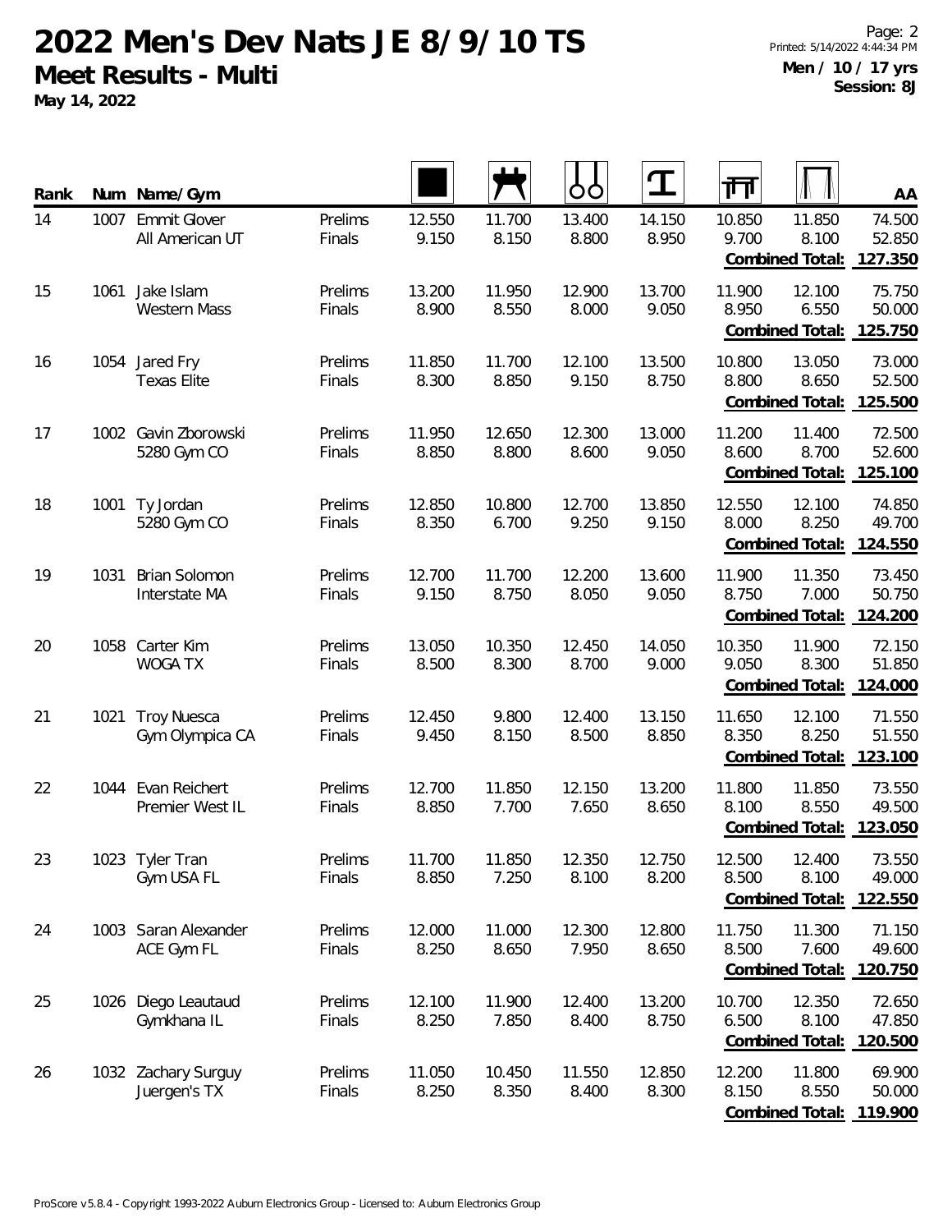# 2022 Men's Dev Nats JE 8/9/10 TS

**Meet Results - Multi**

**May 14, 2022**

Printed: 5/14/2022 4:44:34 PM

**Men / 10 / 17 yrs**
**Session: 8J**

| Rank | Num | Name/Gym | | Floor | Pommel Horse | Rings | Vault | Parallel Bars | High Bar | AA |
|---|---|---|---|---|---|---|---|---|---|---|
| 14 | 1007 | Emmit Glover<br>All American UT | Prelims<br>Finals | 12.550<br>9.150 | 11.700<br>8.150 | 13.400<br>8.800 | 14.150<br>8.950 | 10.850<br>9.700 | 11.850<br>8.100 | 74.500<br>52.850 |
| | | | | | | | | | **Combined Total:** | **127.350** |
| 15 | 1061 | Jake Islam<br>Western Mass | Prelims<br>Finals | 13.200<br>8.900 | 11.950<br>8.550 | 12.900<br>8.000 | 13.700<br>9.050 | 11.900<br>8.950 | 12.100<br>6.550 | 75.750<br>50.000 |
| | | | | | | | | | **Combined Total:** | **125.750** |
| 16 | 1054 | Jared Fry<br>Texas Elite | Prelims<br>Finals | 11.850<br>8.300 | 11.700<br>8.850 | 12.100<br>9.150 | 13.500<br>8.750 | 10.800<br>8.800 | 13.050<br>8.650 | 73.000<br>52.500 |
| | | | | | | | | | **Combined Total:** | **125.500** |
| 17 | 1002 | Gavin Zborowski<br>5280 Gym CO | Prelims<br>Finals | 11.950<br>8.850 | 12.650<br>8.800 | 12.300<br>8.600 | 13.000<br>9.050 | 11.200<br>8.600 | 11.400<br>8.700 | 72.500<br>52.600 |
| | | | | | | | | | **Combined Total:** | **125.100** |
| 18 | 1001 | Ty Jordan<br>5280 Gym CO | Prelims<br>Finals | 12.850<br>8.350 | 10.800<br>6.700 | 12.700<br>9.250 | 13.850<br>9.150 | 12.550<br>8.000 | 12.100<br>8.250 | 74.850<br>49.700 |
| | | | | | | | | | **Combined Total:** | **124.550** |
| 19 | 1031 | Brian Solomon<br>Interstate MA | Prelims<br>Finals | 12.700<br>9.150 | 11.700<br>8.750 | 12.200<br>8.050 | 13.600<br>9.050 | 11.900<br>8.750 | 11.350<br>7.000 | 73.450<br>50.750 |
| | | | | | | | | | **Combined Total:** | **124.200** |
| 20 | 1058 | Carter Kim<br>WOGA TX | Prelims<br>Finals | 13.050<br>8.500 | 10.350<br>8.300 | 12.450<br>8.700 | 14.050<br>9.000 | 10.350<br>9.050 | 11.900<br>8.300 | 72.150<br>51.850 |
| | | | | | | | | | **Combined Total:** | **124.000** |
| 21 | 1021 | Troy Nuesca<br>Gym Olympica CA | Prelims<br>Finals | 12.450<br>9.450 | 9.800<br>8.150 | 12.400<br>8.500 | 13.150<br>8.850 | 11.650<br>8.350 | 12.100<br>8.250 | 71.550<br>51.550 |
| | | | | | | | | | **Combined Total:** | **123.100** |
| 22 | 1044 | Evan Reichert<br>Premier West IL | Prelims<br>Finals | 12.700<br>8.850 | 11.850<br>7.700 | 12.150<br>7.650 | 13.200<br>8.650 | 11.800<br>8.100 | 11.850<br>8.550 | 73.550<br>49.500 |
| | | | | | | | | | **Combined Total:** | **123.050** |
| 23 | 1023 | Tyler Tran<br>Gym USA FL | Prelims<br>Finals | 11.700<br>8.850 | 11.850<br>7.250 | 12.350<br>8.100 | 12.750<br>8.200 | 12.500<br>8.500 | 12.400<br>8.100 | 73.550<br>49.000 |
| | | | | | | | | | **Combined Total:** | **122.550** |
| 24 | 1003 | Saran Alexander<br>ACE Gym FL | Prelims<br>Finals | 12.000<br>8.250 | 11.000<br>8.650 | 12.300<br>7.950 | 12.800<br>8.650 | 11.750<br>8.500 | 11.300<br>7.600 | 71.150<br>49.600 |
| | | | | | | | | | **Combined Total:** | **120.750** |
| 25 | 1026 | Diego Leautaud<br>Gymkhana IL | Prelims<br>Finals | 12.100<br>8.250 | 11.900<br>7.850 | 12.400<br>8.400 | 13.200<br>8.750 | 10.700<br>6.500 | 12.350<br>8.100 | 72.650<br>47.850 |
| | | | | | | | | | **Combined Total:** | **120.500** |
| 26 | 1032 | Zachary Surguy<br>Juergen's TX | Prelims<br>Finals | 11.050<br>8.250 | 10.450<br>8.350 | 11.550<br>8.400 | 12.850<br>8.300 | 12.200<br>8.150 | 11.800<br>8.550 | 69.900<br>50.000 |
| | | | | | | | | | **Combined Total:** | **119.900** |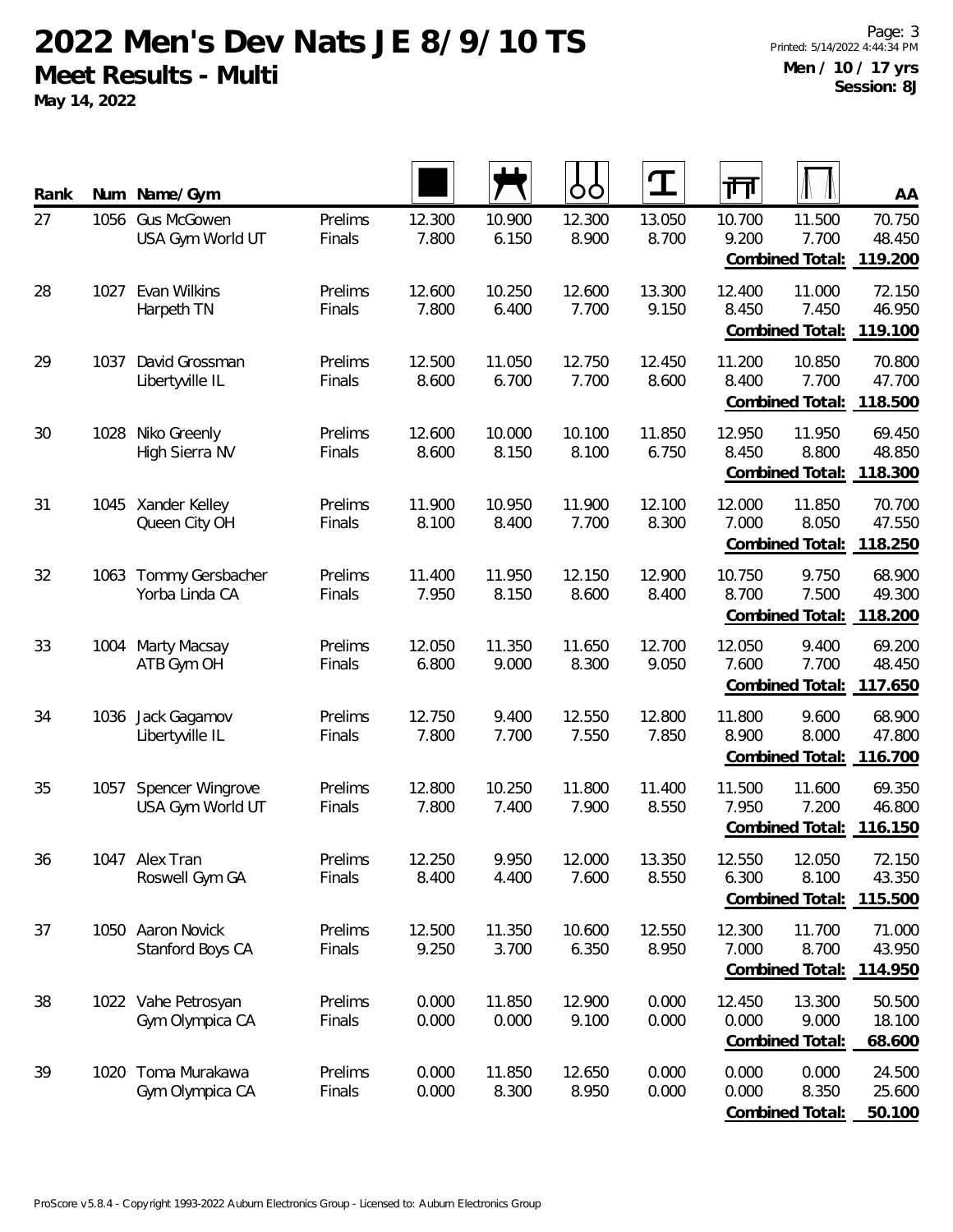# 2022 Men's Dev Nats JE 8/9/10 TS

## Meet Results - Multi

**May 14, 2022**

Printed: 5/14/2022 4:44:34 PM

**Men / 10 / 17 yrs**
**Session: 8J**

| Rank | Num | Name/Gym | | Floor | Pommel Horse | Rings | Vault | Parallel Bars | High Bar | AA |
|---|---|---|---|---|---|---|---|---|---|---|
| 27 | 1056 | Gus McGowen<br>USA Gym World UT | Prelims<br>Finals | 12.300<br>7.800 | 10.900<br>6.150 | 12.300<br>8.900 | 13.050<br>8.700 | 10.700<br>9.200 | 11.500<br>7.700 | 70.750<br>48.450 |
| | | | | | | | | | **Combined Total:** | **119.200** |
| 28 | 1027 | Evan Wilkins<br>Harpeth TN | Prelims<br>Finals | 12.600<br>7.800 | 10.250<br>6.400 | 12.600<br>7.700 | 13.300<br>9.150 | 12.400<br>8.450 | 11.000<br>7.450 | 72.150<br>46.950 |
| | | | | | | | | | **Combined Total:** | **119.100** |
| 29 | 1037 | David Grossman<br>Libertyville IL | Prelims<br>Finals | 12.500<br>8.600 | 11.050<br>6.700 | 12.750<br>7.700 | 12.450<br>8.600 | 11.200<br>8.400 | 10.850<br>7.700 | 70.800<br>47.700 |
| | | | | | | | | | **Combined Total:** | **118.500** |
| 30 | 1028 | Niko Greenly<br>High Sierra NV | Prelims<br>Finals | 12.600<br>8.600 | 10.000<br>8.150 | 10.100<br>8.100 | 11.850<br>6.750 | 12.950<br>8.450 | 11.950<br>8.800 | 69.450<br>48.850 |
| | | | | | | | | | **Combined Total:** | **118.300** |
| 31 | 1045 | Xander Kelley<br>Queen City OH | Prelims<br>Finals | 11.900<br>8.100 | 10.950<br>8.400 | 11.900<br>7.700 | 12.100<br>8.300 | 12.000<br>7.000 | 11.850<br>8.050 | 70.700<br>47.550 |
| | | | | | | | | | **Combined Total:** | **118.250** |
| 32 | 1063 | Tommy Gersbacher<br>Yorba Linda CA | Prelims<br>Finals | 11.400<br>7.950 | 11.950<br>8.150 | 12.150<br>8.600 | 12.900<br>8.400 | 10.750<br>8.700 | 9.750<br>7.500 | 68.900<br>49.300 |
| | | | | | | | | | **Combined Total:** | **118.200** |
| 33 | 1004 | Marty Macsay<br>ATB Gym OH | Prelims<br>Finals | 12.050<br>6.800 | 11.350<br>9.000 | 11.650<br>8.300 | 12.700<br>9.050 | 12.050<br>7.600 | 9.400<br>7.700 | 69.200<br>48.450 |
| | | | | | | | | | **Combined Total:** | **117.650** |
| 34 | 1036 | Jack Gagamov<br>Libertyville IL | Prelims<br>Finals | 12.750<br>7.800 | 9.400<br>7.700 | 12.550<br>7.550 | 12.800<br>7.850 | 11.800<br>8.900 | 9.600<br>8.000 | 68.900<br>47.800 |
| | | | | | | | | | **Combined Total:** | **116.700** |
| 35 | 1057 | Spencer Wingrove<br>USA Gym World UT | Prelims<br>Finals | 12.800<br>7.800 | 10.250<br>7.400 | 11.800<br>7.900 | 11.400<br>8.550 | 11.500<br>7.950 | 11.600<br>7.200 | 69.350<br>46.800 |
| | | | | | | | | | **Combined Total:** | **116.150** |
| 36 | 1047 | Alex Tran<br>Roswell Gym GA | Prelims<br>Finals | 12.250<br>8.400 | 9.950<br>4.400 | 12.000<br>7.600 | 13.350<br>8.550 | 12.550<br>6.300 | 12.050<br>8.100 | 72.150<br>43.350 |
| | | | | | | | | | **Combined Total:** | **115.500** |
| 37 | 1050 | Aaron Novick<br>Stanford Boys CA | Prelims<br>Finals | 12.500<br>9.250 | 11.350<br>3.700 | 10.600<br>6.350 | 12.550<br>8.950 | 12.300<br>7.000 | 11.700<br>8.700 | 71.000<br>43.950 |
| | | | | | | | | | **Combined Total:** | **114.950** |
| 38 | 1022 | Vahe Petrosyan<br>Gym Olympica CA | Prelims<br>Finals | 0.000<br>0.000 | 11.850<br>0.000 | 12.900<br>9.100 | 0.000<br>0.000 | 12.450<br>0.000 | 13.300<br>9.000 | 50.500<br>18.100 |
| | | | | | | | | | **Combined Total:** | **68.600** |
| 39 | 1020 | Toma Murakawa<br>Gym Olympica CA | Prelims<br>Finals | 0.000<br>0.000 | 11.850<br>8.300 | 12.650<br>8.950 | 0.000<br>0.000 | 0.000<br>0.000 | 0.000<br>8.350 | 24.500<br>25.600 |
| | | | | | | | | | **Combined Total:** | **50.100** |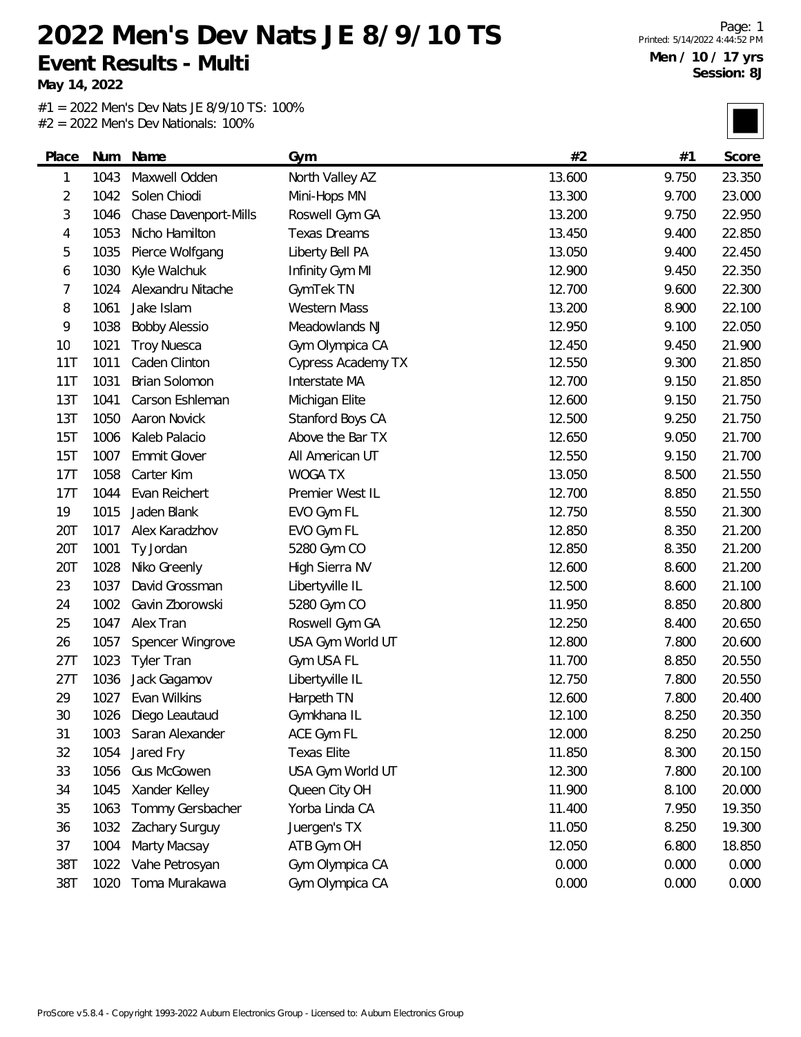# 2022 Men's Dev Nats JE 8/9/10 TS

## Event Results - Multi

**May 14, 2022**

**Men / 10 / 17 yrs**
**Session: 8J**

#1 = 2022 Men's Dev Nats JE 8/9/10 TS: 100%
#2 = 2022 Men's Dev Nationals: 100%

| Place | Num | Name | Gym | #2 | #1 | Score |
|---|---|---|---|---|---|---|
| 1 | 1043 | Maxwell Odden | North Valley AZ | 13.600 | 9.750 | 23.350 |
| 2 | 1042 | Solen Chiodi | Mini-Hops MN | 13.300 | 9.700 | 23.000 |
| 3 | 1046 | Chase Davenport-Mills | Roswell Gym GA | 13.200 | 9.750 | 22.950 |
| 4 | 1053 | Nicho Hamilton | Texas Dreams | 13.450 | 9.400 | 22.850 |
| 5 | 1035 | Pierce Wolfgang | Liberty Bell PA | 13.050 | 9.400 | 22.450 |
| 6 | 1030 | Kyle Walchuk | Infinity Gym MI | 12.900 | 9.450 | 22.350 |
| 7 | 1024 | Alexandru Nitache | GymTek TN | 12.700 | 9.600 | 22.300 |
| 8 | 1061 | Jake Islam | Western Mass | 13.200 | 8.900 | 22.100 |
| 9 | 1038 | Bobby Alessio | Meadowlands NJ | 12.950 | 9.100 | 22.050 |
| 10 | 1021 | Troy Nuesca | Gym Olympica CA | 12.450 | 9.450 | 21.900 |
| 11T | 1011 | Caden Clinton | Cypress Academy TX | 12.550 | 9.300 | 21.850 |
| 11T | 1031 | Brian Solomon | Interstate MA | 12.700 | 9.150 | 21.850 |
| 13T | 1041 | Carson Eshleman | Michigan Elite | 12.600 | 9.150 | 21.750 |
| 13T | 1050 | Aaron Novick | Stanford Boys CA | 12.500 | 9.250 | 21.750 |
| 15T | 1006 | Kaleb Palacio | Above the Bar TX | 12.650 | 9.050 | 21.700 |
| 15T | 1007 | Emmit Glover | All American UT | 12.550 | 9.150 | 21.700 |
| 17T | 1058 | Carter Kim | WOGA TX | 13.050 | 8.500 | 21.550 |
| 17T | 1044 | Evan Reichert | Premier West IL | 12.700 | 8.850 | 21.550 |
| 19 | 1015 | Jaden Blank | EVO Gym FL | 12.750 | 8.550 | 21.300 |
| 20T | 1017 | Alex Karadzhov | EVO Gym FL | 12.850 | 8.350 | 21.200 |
| 20T | 1001 | Ty Jordan | 5280 Gym CO | 12.850 | 8.350 | 21.200 |
| 20T | 1028 | Niko Greenly | High Sierra NV | 12.600 | 8.600 | 21.200 |
| 23 | 1037 | David Grossman | Libertyville IL | 12.500 | 8.600 | 21.100 |
| 24 | 1002 | Gavin Zborowski | 5280 Gym CO | 11.950 | 8.850 | 20.800 |
| 25 | 1047 | Alex Tran | Roswell Gym GA | 12.250 | 8.400 | 20.650 |
| 26 | 1057 | Spencer Wingrove | USA Gym World UT | 12.800 | 7.800 | 20.600 |
| 27T | 1023 | Tyler Tran | Gym USA FL | 11.700 | 8.850 | 20.550 |
| 27T | 1036 | Jack Gagamov | Libertyville IL | 12.750 | 7.800 | 20.550 |
| 29 | 1027 | Evan Wilkins | Harpeth TN | 12.600 | 7.800 | 20.400 |
| 30 | 1026 | Diego Leautaud | Gymkhana IL | 12.100 | 8.250 | 20.350 |
| 31 | 1003 | Saran Alexander | ACE Gym FL | 12.000 | 8.250 | 20.250 |
| 32 | 1054 | Jared Fry | Texas Elite | 11.850 | 8.300 | 20.150 |
| 33 | 1056 | Gus McGowen | USA Gym World UT | 12.300 | 7.800 | 20.100 |
| 34 | 1045 | Xander Kelley | Queen City OH | 11.900 | 8.100 | 20.000 |
| 35 | 1063 | Tommy Gersbacher | Yorba Linda CA | 11.400 | 7.950 | 19.350 |
| 36 | 1032 | Zachary Surguy | Juergen's TX | 11.050 | 8.250 | 19.300 |
| 37 | 1004 | Marty Macsay | ATB Gym OH | 12.050 | 6.800 | 18.850 |
| 38T | 1022 | Vahe Petrosyan | Gym Olympica CA | 0.000 | 0.000 | 0.000 |
| 38T | 1020 | Toma Murakawa | Gym Olympica CA | 0.000 | 0.000 | 0.000 |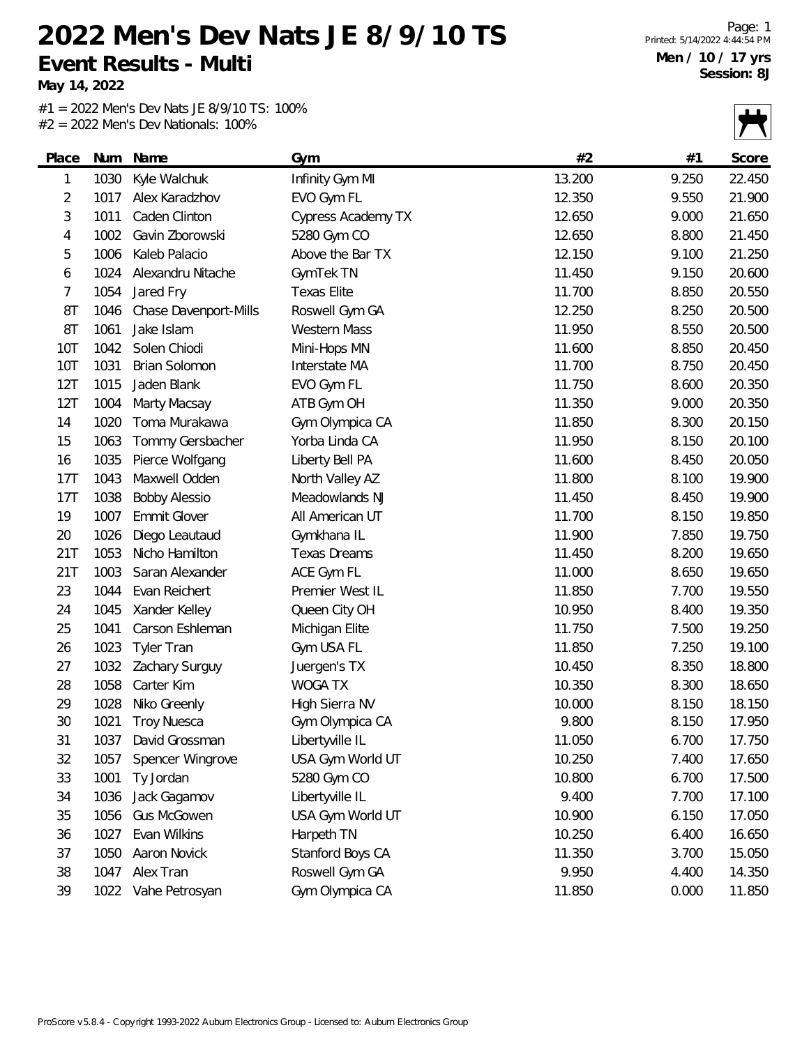# 2022 Men's Dev Nats JE 8/9/10 TS

## Event Results - Multi

**May 14, 2022**

**Men / 10 / 17 yrs**
**Session: 8J**

#1 = 2022 Men's Dev Nats JE 8/9/10 TS: 100%
#2 = 2022 Men's Dev Nationals: 100%

| Place | Num | Name | Gym | #2 | #1 | Score |
|---|---|---|---|---|---|---|
| 1 | 1030 | Kyle Walchuk | Infinity Gym MI | 13.200 | 9.250 | 22.450 |
| 2 | 1017 | Alex Karadzhov | EVO Gym FL | 12.350 | 9.550 | 21.900 |
| 3 | 1011 | Caden Clinton | Cypress Academy TX | 12.650 | 9.000 | 21.650 |
| 4 | 1002 | Gavin Zborowski | 5280 Gym CO | 12.650 | 8.800 | 21.450 |
| 5 | 1006 | Kaleb Palacio | Above the Bar TX | 12.150 | 9.100 | 21.250 |
| 6 | 1024 | Alexandru Nitache | GymTek TN | 11.450 | 9.150 | 20.600 |
| 7 | 1054 | Jared Fry | Texas Elite | 11.700 | 8.850 | 20.550 |
| 8T | 1046 | Chase Davenport-Mills | Roswell Gym GA | 12.250 | 8.250 | 20.500 |
| 8T | 1061 | Jake Islam | Western Mass | 11.950 | 8.550 | 20.500 |
| 10T | 1042 | Solen Chiodi | Mini-Hops MN | 11.600 | 8.850 | 20.450 |
| 10T | 1031 | Brian Solomon | Interstate MA | 11.700 | 8.750 | 20.450 |
| 12T | 1015 | Jaden Blank | EVO Gym FL | 11.750 | 8.600 | 20.350 |
| 12T | 1004 | Marty Macsay | ATB Gym OH | 11.350 | 9.000 | 20.350 |
| 14 | 1020 | Toma Murakawa | Gym Olympica CA | 11.850 | 8.300 | 20.150 |
| 15 | 1063 | Tommy Gersbacher | Yorba Linda CA | 11.950 | 8.150 | 20.100 |
| 16 | 1035 | Pierce Wolfgang | Liberty Bell PA | 11.600 | 8.450 | 20.050 |
| 17T | 1043 | Maxwell Odden | North Valley AZ | 11.800 | 8.100 | 19.900 |
| 17T | 1038 | Bobby Alessio | Meadowlands NJ | 11.450 | 8.450 | 19.900 |
| 19 | 1007 | Emmit Glover | All American UT | 11.700 | 8.150 | 19.850 |
| 20 | 1026 | Diego Leautaud | Gymkhana IL | 11.900 | 7.850 | 19.750 |
| 21T | 1053 | Nicho Hamilton | Texas Dreams | 11.450 | 8.200 | 19.650 |
| 21T | 1003 | Saran Alexander | ACE Gym FL | 11.000 | 8.650 | 19.650 |
| 23 | 1044 | Evan Reichert | Premier West IL | 11.850 | 7.700 | 19.550 |
| 24 | 1045 | Xander Kelley | Queen City OH | 10.950 | 8.400 | 19.350 |
| 25 | 1041 | Carson Eshleman | Michigan Elite | 11.750 | 7.500 | 19.250 |
| 26 | 1023 | Tyler Tran | Gym USA FL | 11.850 | 7.250 | 19.100 |
| 27 | 1032 | Zachary Surguy | Juergen's TX | 10.450 | 8.350 | 18.800 |
| 28 | 1058 | Carter Kim | WOGA TX | 10.350 | 8.300 | 18.650 |
| 29 | 1028 | Niko Greenly | High Sierra NV | 10.000 | 8.150 | 18.150 |
| 30 | 1021 | Troy Nuesca | Gym Olympica CA | 9.800 | 8.150 | 17.950 |
| 31 | 1037 | David Grossman | Libertyville IL | 11.050 | 6.700 | 17.750 |
| 32 | 1057 | Spencer Wingrove | USA Gym World UT | 10.250 | 7.400 | 17.650 |
| 33 | 1001 | Ty Jordan | 5280 Gym CO | 10.800 | 6.700 | 17.500 |
| 34 | 1036 | Jack Gagamov | Libertyville IL | 9.400 | 7.700 | 17.100 |
| 35 | 1056 | Gus McGowen | USA Gym World UT | 10.900 | 6.150 | 17.050 |
| 36 | 1027 | Evan Wilkins | Harpeth TN | 10.250 | 6.400 | 16.650 |
| 37 | 1050 | Aaron Novick | Stanford Boys CA | 11.350 | 3.700 | 15.050 |
| 38 | 1047 | Alex Tran | Roswell Gym GA | 9.950 | 4.400 | 14.350 |
| 39 | 1022 | Vahe Petrosyan | Gym Olympica CA | 11.850 | 0.000 | 11.850 |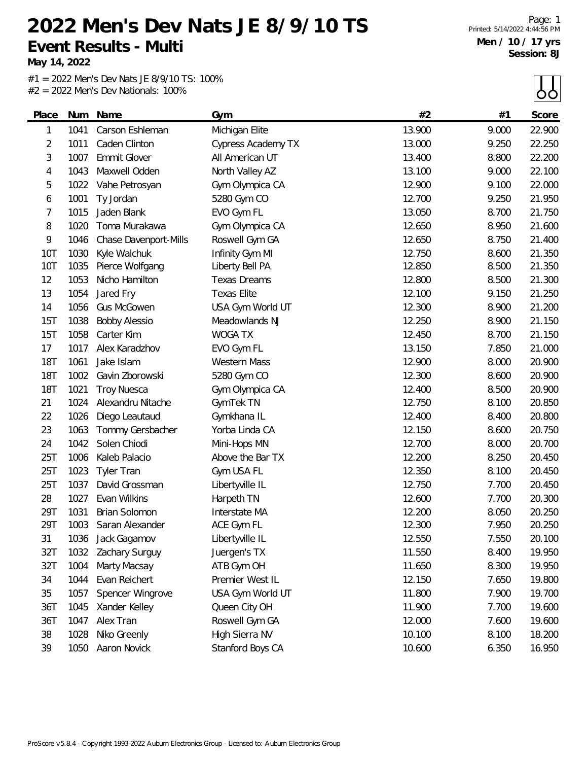# 2022 Men's Dev Nats JE 8/9/10 TS

## Event Results - Multi

**May 14, 2022**

Printed: 5/14/2022 4:44:56 PM

**Men / 10 / 17 yrs**
**Session: 8J**

#1 = 2022 Men's Dev Nats JE 8/9/10 TS: 100%
#2 = 2022 Men's Dev Nationals: 100%

| Place | Num | Name | Gym | #2 | #1 | Score |
|---|---|---|---|---|---|---|
| 1 | 1041 | Carson Eshleman | Michigan Elite | 13.900 | 9.000 | 22.900 |
| 2 | 1011 | Caden Clinton | Cypress Academy TX | 13.000 | 9.250 | 22.250 |
| 3 | 1007 | Emmit Glover | All American UT | 13.400 | 8.800 | 22.200 |
| 4 | 1043 | Maxwell Odden | North Valley AZ | 13.100 | 9.000 | 22.100 |
| 5 | 1022 | Vahe Petrosyan | Gym Olympica CA | 12.900 | 9.100 | 22.000 |
| 6 | 1001 | Ty Jordan | 5280 Gym CO | 12.700 | 9.250 | 21.950 |
| 7 | 1015 | Jaden Blank | EVO Gym FL | 13.050 | 8.700 | 21.750 |
| 8 | 1020 | Toma Murakawa | Gym Olympica CA | 12.650 | 8.950 | 21.600 |
| 9 | 1046 | Chase Davenport-Mills | Roswell Gym GA | 12.650 | 8.750 | 21.400 |
| 10T | 1030 | Kyle Walchuk | Infinity Gym MI | 12.750 | 8.600 | 21.350 |
| 10T | 1035 | Pierce Wolfgang | Liberty Bell PA | 12.850 | 8.500 | 21.350 |
| 12 | 1053 | Nicho Hamilton | Texas Dreams | 12.800 | 8.500 | 21.300 |
| 13 | 1054 | Jared Fry | Texas Elite | 12.100 | 9.150 | 21.250 |
| 14 | 1056 | Gus McGowen | USA Gym World UT | 12.300 | 8.900 | 21.200 |
| 15T | 1038 | Bobby Alessio | Meadowlands NJ | 12.250 | 8.900 | 21.150 |
| 15T | 1058 | Carter Kim | WOGA TX | 12.450 | 8.700 | 21.150 |
| 17 | 1017 | Alex Karadzhov | EVO Gym FL | 13.150 | 7.850 | 21.000 |
| 18T | 1061 | Jake Islam | Western Mass | 12.900 | 8.000 | 20.900 |
| 18T | 1002 | Gavin Zborowski | 5280 Gym CO | 12.300 | 8.600 | 20.900 |
| 18T | 1021 | Troy Nuesca | Gym Olympica CA | 12.400 | 8.500 | 20.900 |
| 21 | 1024 | Alexandru Nitache | GymTek TN | 12.750 | 8.100 | 20.850 |
| 22 | 1026 | Diego Leautaud | Gymkhana IL | 12.400 | 8.400 | 20.800 |
| 23 | 1063 | Tommy Gersbacher | Yorba Linda CA | 12.150 | 8.600 | 20.750 |
| 24 | 1042 | Solen Chiodi | Mini-Hops MN | 12.700 | 8.000 | 20.700 |
| 25T | 1006 | Kaleb Palacio | Above the Bar TX | 12.200 | 8.250 | 20.450 |
| 25T | 1023 | Tyler Tran | Gym USA FL | 12.350 | 8.100 | 20.450 |
| 25T | 1037 | David Grossman | Libertyville IL | 12.750 | 7.700 | 20.450 |
| 28 | 1027 | Evan Wilkins | Harpeth TN | 12.600 | 7.700 | 20.300 |
| 29T | 1031 | Brian Solomon | Interstate MA | 12.200 | 8.050 | 20.250 |
| 29T | 1003 | Saran Alexander | ACE Gym FL | 12.300 | 7.950 | 20.250 |
| 31 | 1036 | Jack Gagamov | Libertyville IL | 12.550 | 7.550 | 20.100 |
| 32T | 1032 | Zachary Surguy | Juergen's TX | 11.550 | 8.400 | 19.950 |
| 32T | 1004 | Marty Macsay | ATB Gym OH | 11.650 | 8.300 | 19.950 |
| 34 | 1044 | Evan Reichert | Premier West IL | 12.150 | 7.650 | 19.800 |
| 35 | 1057 | Spencer Wingrove | USA Gym World UT | 11.800 | 7.900 | 19.700 |
| 36T | 1045 | Xander Kelley | Queen City OH | 11.900 | 7.700 | 19.600 |
| 36T | 1047 | Alex Tran | Roswell Gym GA | 12.000 | 7.600 | 19.600 |
| 38 | 1028 | Niko Greenly | High Sierra NV | 10.100 | 8.100 | 18.200 |
| 39 | 1050 | Aaron Novick | Stanford Boys CA | 10.600 | 6.350 | 16.950 |

ProScore v5.8.4 - Copyright 1993-2022 Auburn Electronics Group - Licensed to: Auburn Electronics Group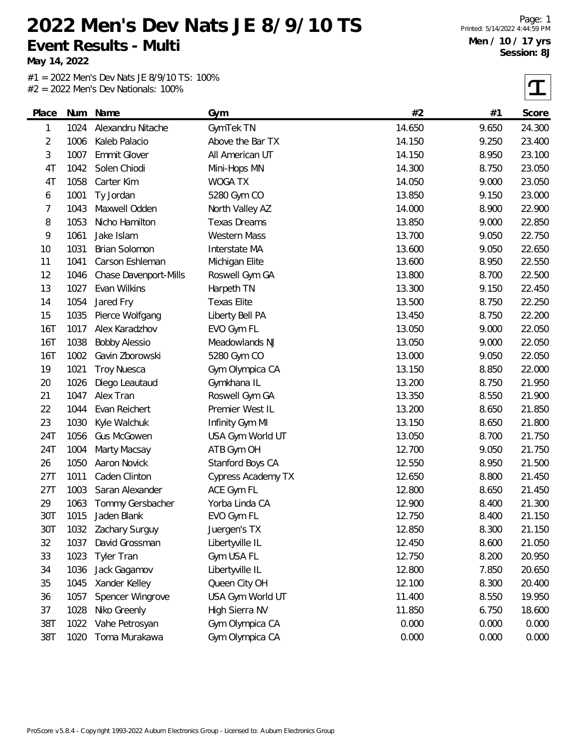# 2022 Men's Dev Nats JE 8/9/10 TS

## Event Results - Multi

**May 14, 2022**

Printed: 5/14/2022 4:44:59 PM

**Men / 10 / 17 yrs**
**Session: 8J**

#1 = 2022 Men's Dev Nats JE 8/9/10 TS: 100%
#2 = 2022 Men's Dev Nationals: 100%

| Place | Num | Name | Gym | #2 | #1 | Score |
|---|---|---|---|---|---|---|
| 1 | 1024 | Alexandru Nitache | GymTek TN | 14.650 | 9.650 | 24.300 |
| 2 | 1006 | Kaleb Palacio | Above the Bar TX | 14.150 | 9.250 | 23.400 |
| 3 | 1007 | Emmit Glover | All American UT | 14.150 | 8.950 | 23.100 |
| 4T | 1042 | Solen Chiodi | Mini-Hops MN | 14.300 | 8.750 | 23.050 |
| 4T | 1058 | Carter Kim | WOGA TX | 14.050 | 9.000 | 23.050 |
| 6 | 1001 | Ty Jordan | 5280 Gym CO | 13.850 | 9.150 | 23.000 |
| 7 | 1043 | Maxwell Odden | North Valley AZ | 14.000 | 8.900 | 22.900 |
| 8 | 1053 | Nicho Hamilton | Texas Dreams | 13.850 | 9.000 | 22.850 |
| 9 | 1061 | Jake Islam | Western Mass | 13.700 | 9.050 | 22.750 |
| 10 | 1031 | Brian Solomon | Interstate MA | 13.600 | 9.050 | 22.650 |
| 11 | 1041 | Carson Eshleman | Michigan Elite | 13.600 | 8.950 | 22.550 |
| 12 | 1046 | Chase Davenport-Mills | Roswell Gym GA | 13.800 | 8.700 | 22.500 |
| 13 | 1027 | Evan Wilkins | Harpeth TN | 13.300 | 9.150 | 22.450 |
| 14 | 1054 | Jared Fry | Texas Elite | 13.500 | 8.750 | 22.250 |
| 15 | 1035 | Pierce Wolfgang | Liberty Bell PA | 13.450 | 8.750 | 22.200 |
| 16T | 1017 | Alex Karadzhov | EVO Gym FL | 13.050 | 9.000 | 22.050 |
| 16T | 1038 | Bobby Alessio | Meadowlands NJ | 13.050 | 9.000 | 22.050 |
| 16T | 1002 | Gavin Zborowski | 5280 Gym CO | 13.000 | 9.050 | 22.050 |
| 19 | 1021 | Troy Nuesca | Gym Olympica CA | 13.150 | 8.850 | 22.000 |
| 20 | 1026 | Diego Leautaud | Gymkhana IL | 13.200 | 8.750 | 21.950 |
| 21 | 1047 | Alex Tran | Roswell Gym GA | 13.350 | 8.550 | 21.900 |
| 22 | 1044 | Evan Reichert | Premier West IL | 13.200 | 8.650 | 21.850 |
| 23 | 1030 | Kyle Walchuk | Infinity Gym MI | 13.150 | 8.650 | 21.800 |
| 24T | 1056 | Gus McGowen | USA Gym World UT | 13.050 | 8.700 | 21.750 |
| 24T | 1004 | Marty Macsay | ATB Gym OH | 12.700 | 9.050 | 21.750 |
| 26 | 1050 | Aaron Novick | Stanford Boys CA | 12.550 | 8.950 | 21.500 |
| 27T | 1011 | Caden Clinton | Cypress Academy TX | 12.650 | 8.800 | 21.450 |
| 27T | 1003 | Saran Alexander | ACE Gym FL | 12.800 | 8.650 | 21.450 |
| 29 | 1063 | Tommy Gersbacher | Yorba Linda CA | 12.900 | 8.400 | 21.300 |
| 30T | 1015 | Jaden Blank | EVO Gym FL | 12.750 | 8.400 | 21.150 |
| 30T | 1032 | Zachary Surguy | Juergen's TX | 12.850 | 8.300 | 21.150 |
| 32 | 1037 | David Grossman | Libertyville IL | 12.450 | 8.600 | 21.050 |
| 33 | 1023 | Tyler Tran | Gym USA FL | 12.750 | 8.200 | 20.950 |
| 34 | 1036 | Jack Gagamov | Libertyville IL | 12.800 | 7.850 | 20.650 |
| 35 | 1045 | Xander Kelley | Queen City OH | 12.100 | 8.300 | 20.400 |
| 36 | 1057 | Spencer Wingrove | USA Gym World UT | 11.400 | 8.550 | 19.950 |
| 37 | 1028 | Niko Greenly | High Sierra NV | 11.850 | 6.750 | 18.600 |
| 38T | 1022 | Vahe Petrosyan | Gym Olympica CA | 0.000 | 0.000 | 0.000 |
| 38T | 1020 | Toma Murakawa | Gym Olympica CA | 0.000 | 0.000 | 0.000 |

ProScore v5.8.4 - Copyright 1993-2022 Auburn Electronics Group - Licensed to: Auburn Electronics Group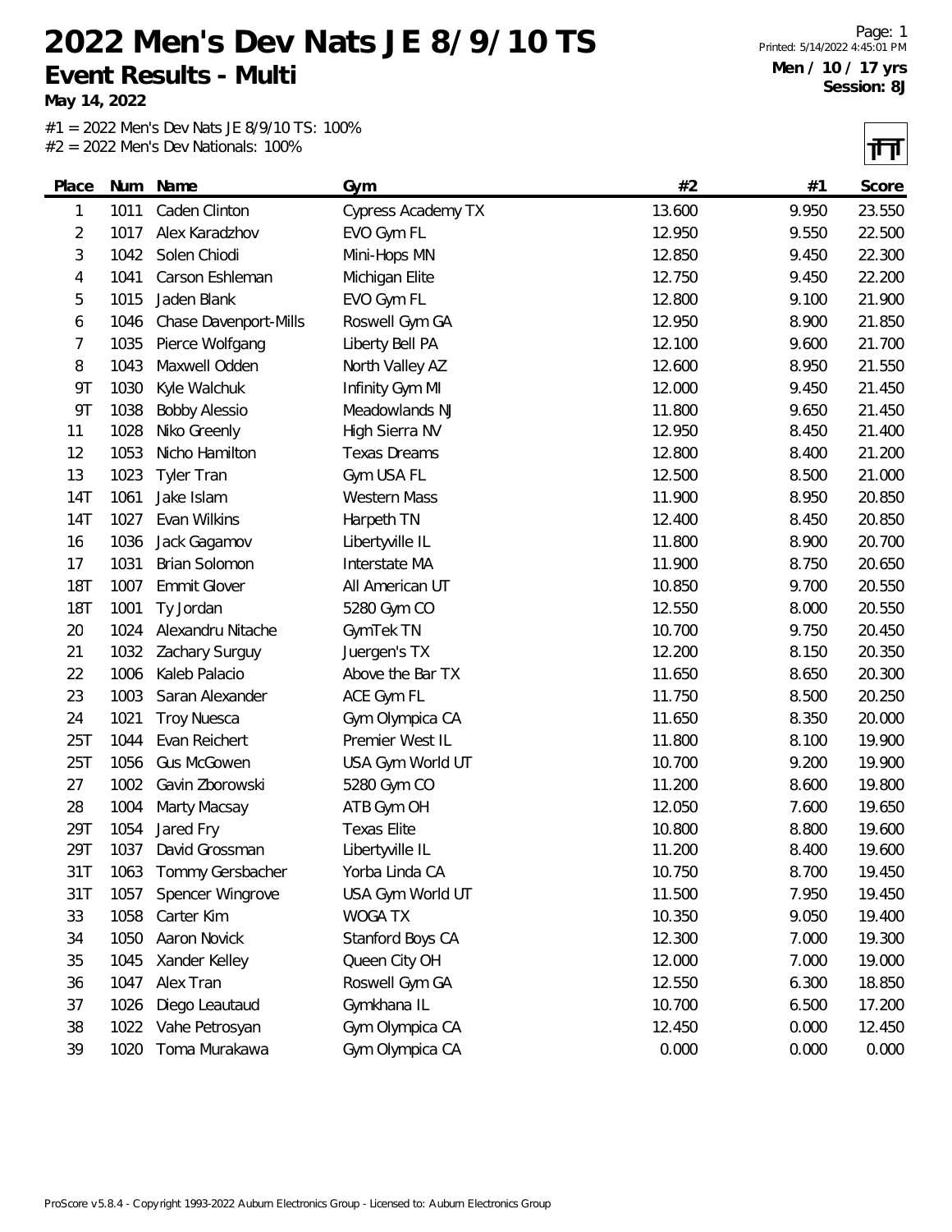# 2022 Men's Dev Nats JE 8/9/10 TS

## Event Results - Multi

**May 14, 2022**

Printed: 5/14/2022 4:45:01 PM

**Men / 10 / 17 yrs**
**Session: 8J**

#1 = 2022 Men's Dev Nats JE 8/9/10 TS: 100%
#2 = 2022 Men's Dev Nationals: 100%

| Place | Num | Name | Gym | #2 | #1 | Score |
|---|---|---|---|---|---|---|
| 1 | 1011 | Caden Clinton | Cypress Academy TX | 13.600 | 9.950 | 23.550 |
| 2 | 1017 | Alex Karadzhov | EVO Gym FL | 12.950 | 9.550 | 22.500 |
| 3 | 1042 | Solen Chiodi | Mini-Hops MN | 12.850 | 9.450 | 22.300 |
| 4 | 1041 | Carson Eshleman | Michigan Elite | 12.750 | 9.450 | 22.200 |
| 5 | 1015 | Jaden Blank | EVO Gym FL | 12.800 | 9.100 | 21.900 |
| 6 | 1046 | Chase Davenport-Mills | Roswell Gym GA | 12.950 | 8.900 | 21.850 |
| 7 | 1035 | Pierce Wolfgang | Liberty Bell PA | 12.100 | 9.600 | 21.700 |
| 8 | 1043 | Maxwell Odden | North Valley AZ | 12.600 | 8.950 | 21.550 |
| 9T | 1030 | Kyle Walchuk | Infinity Gym MI | 12.000 | 9.450 | 21.450 |
| 9T | 1038 | Bobby Alessio | Meadowlands NJ | 11.800 | 9.650 | 21.450 |
| 11 | 1028 | Niko Greenly | High Sierra NV | 12.950 | 8.450 | 21.400 |
| 12 | 1053 | Nicho Hamilton | Texas Dreams | 12.800 | 8.400 | 21.200 |
| 13 | 1023 | Tyler Tran | Gym USA FL | 12.500 | 8.500 | 21.000 |
| 14T | 1061 | Jake Islam | Western Mass | 11.900 | 8.950 | 20.850 |
| 14T | 1027 | Evan Wilkins | Harpeth TN | 12.400 | 8.450 | 20.850 |
| 16 | 1036 | Jack Gagamov | Libertyville IL | 11.800 | 8.900 | 20.700 |
| 17 | 1031 | Brian Solomon | Interstate MA | 11.900 | 8.750 | 20.650 |
| 18T | 1007 | Emmit Glover | All American UT | 10.850 | 9.700 | 20.550 |
| 18T | 1001 | Ty Jordan | 5280 Gym CO | 12.550 | 8.000 | 20.550 |
| 20 | 1024 | Alexandru Nitache | GymTek TN | 10.700 | 9.750 | 20.450 |
| 21 | 1032 | Zachary Surguy | Juergen's TX | 12.200 | 8.150 | 20.350 |
| 22 | 1006 | Kaleb Palacio | Above the Bar TX | 11.650 | 8.650 | 20.300 |
| 23 | 1003 | Saran Alexander | ACE Gym FL | 11.750 | 8.500 | 20.250 |
| 24 | 1021 | Troy Nuesca | Gym Olympica CA | 11.650 | 8.350 | 20.000 |
| 25T | 1044 | Evan Reichert | Premier West IL | 11.800 | 8.100 | 19.900 |
| 25T | 1056 | Gus McGowen | USA Gym World UT | 10.700 | 9.200 | 19.900 |
| 27 | 1002 | Gavin Zborowski | 5280 Gym CO | 11.200 | 8.600 | 19.800 |
| 28 | 1004 | Marty Macsay | ATB Gym OH | 12.050 | 7.600 | 19.650 |
| 29T | 1054 | Jared Fry | Texas Elite | 10.800 | 8.800 | 19.600 |
| 29T | 1037 | David Grossman | Libertyville IL | 11.200 | 8.400 | 19.600 |
| 31T | 1063 | Tommy Gersbacher | Yorba Linda CA | 10.750 | 8.700 | 19.450 |
| 31T | 1057 | Spencer Wingrove | USA Gym World UT | 11.500 | 7.950 | 19.450 |
| 33 | 1058 | Carter Kim | WOGA TX | 10.350 | 9.050 | 19.400 |
| 34 | 1050 | Aaron Novick | Stanford Boys CA | 12.300 | 7.000 | 19.300 |
| 35 | 1045 | Xander Kelley | Queen City OH | 12.000 | 7.000 | 19.000 |
| 36 | 1047 | Alex Tran | Roswell Gym GA | 12.550 | 6.300 | 18.850 |
| 37 | 1026 | Diego Leautaud | Gymkhana IL | 10.700 | 6.500 | 17.200 |
| 38 | 1022 | Vahe Petrosyan | Gym Olympica CA | 12.450 | 0.000 | 12.450 |
| 39 | 1020 | Toma Murakawa | Gym Olympica CA | 0.000 | 0.000 | 0.000 |

ProScore v5.8.4 - Copyright 1993-2022 Auburn Electronics Group - Licensed to: Auburn Electronics Group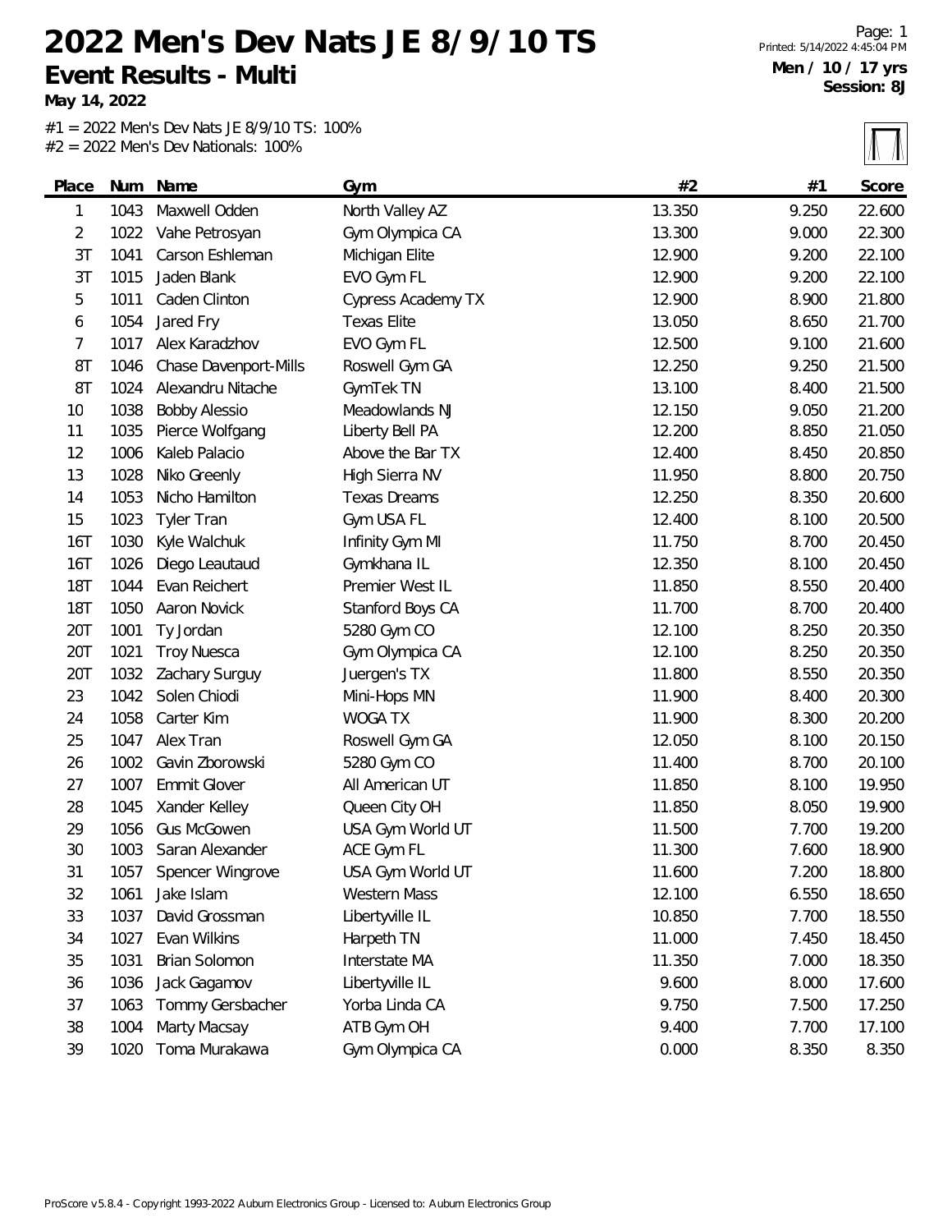# 2022 Men's Dev Nats JE 8/9/10 TS

## Event Results - Multi

**May 14, 2022**

Printed: 5/14/2022 4:45:04 PM

**Men / 10 / 17 yrs**
**Session: 8J**

#1 = 2022 Men's Dev Nats JE 8/9/10 TS: 100%
#2 = 2022 Men's Dev Nationals: 100%

| Place | Num | Name | Gym | #2 | #1 | Score |
|---|---|---|---|---|---|---|
| 1 | 1043 | Maxwell Odden | North Valley AZ | 13.350 | 9.250 | 22.600 |
| 2 | 1022 | Vahe Petrosyan | Gym Olympica CA | 13.300 | 9.000 | 22.300 |
| 3T | 1041 | Carson Eshleman | Michigan Elite | 12.900 | 9.200 | 22.100 |
| 3T | 1015 | Jaden Blank | EVO Gym FL | 12.900 | 9.200 | 22.100 |
| 5 | 1011 | Caden Clinton | Cypress Academy TX | 12.900 | 8.900 | 21.800 |
| 6 | 1054 | Jared Fry | Texas Elite | 13.050 | 8.650 | 21.700 |
| 7 | 1017 | Alex Karadzhov | EVO Gym FL | 12.500 | 9.100 | 21.600 |
| 8T | 1046 | Chase Davenport-Mills | Roswell Gym GA | 12.250 | 9.250 | 21.500 |
| 8T | 1024 | Alexandru Nitache | GymTek TN | 13.100 | 8.400 | 21.500 |
| 10 | 1038 | Bobby Alessio | Meadowlands NJ | 12.150 | 9.050 | 21.200 |
| 11 | 1035 | Pierce Wolfgang | Liberty Bell PA | 12.200 | 8.850 | 21.050 |
| 12 | 1006 | Kaleb Palacio | Above the Bar TX | 12.400 | 8.450 | 20.850 |
| 13 | 1028 | Niko Greenly | High Sierra NV | 11.950 | 8.800 | 20.750 |
| 14 | 1053 | Nicho Hamilton | Texas Dreams | 12.250 | 8.350 | 20.600 |
| 15 | 1023 | Tyler Tran | Gym USA FL | 12.400 | 8.100 | 20.500 |
| 16T | 1030 | Kyle Walchuk | Infinity Gym MI | 11.750 | 8.700 | 20.450 |
| 16T | 1026 | Diego Leautaud | Gymkhana IL | 12.350 | 8.100 | 20.450 |
| 18T | 1044 | Evan Reichert | Premier West IL | 11.850 | 8.550 | 20.400 |
| 18T | 1050 | Aaron Novick | Stanford Boys CA | 11.700 | 8.700 | 20.400 |
| 20T | 1001 | Ty Jordan | 5280 Gym CO | 12.100 | 8.250 | 20.350 |
| 20T | 1021 | Troy Nuesca | Gym Olympica CA | 12.100 | 8.250 | 20.350 |
| 20T | 1032 | Zachary Surguy | Juergen's TX | 11.800 | 8.550 | 20.350 |
| 23 | 1042 | Solen Chiodi | Mini-Hops MN | 11.900 | 8.400 | 20.300 |
| 24 | 1058 | Carter Kim | WOGA TX | 11.900 | 8.300 | 20.200 |
| 25 | 1047 | Alex Tran | Roswell Gym GA | 12.050 | 8.100 | 20.150 |
| 26 | 1002 | Gavin Zborowski | 5280 Gym CO | 11.400 | 8.700 | 20.100 |
| 27 | 1007 | Emmit Glover | All American UT | 11.850 | 8.100 | 19.950 |
| 28 | 1045 | Xander Kelley | Queen City OH | 11.850 | 8.050 | 19.900 |
| 29 | 1056 | Gus McGowen | USA Gym World UT | 11.500 | 7.700 | 19.200 |
| 30 | 1003 | Saran Alexander | ACE Gym FL | 11.300 | 7.600 | 18.900 |
| 31 | 1057 | Spencer Wingrove | USA Gym World UT | 11.600 | 7.200 | 18.800 |
| 32 | 1061 | Jake Islam | Western Mass | 12.100 | 6.550 | 18.650 |
| 33 | 1037 | David Grossman | Libertyville IL | 10.850 | 7.700 | 18.550 |
| 34 | 1027 | Evan Wilkins | Harpeth TN | 11.000 | 7.450 | 18.450 |
| 35 | 1031 | Brian Solomon | Interstate MA | 11.350 | 7.000 | 18.350 |
| 36 | 1036 | Jack Gagamov | Libertyville IL | 9.600 | 8.000 | 17.600 |
| 37 | 1063 | Tommy Gersbacher | Yorba Linda CA | 9.750 | 7.500 | 17.250 |
| 38 | 1004 | Marty Macsay | ATB Gym OH | 9.400 | 7.700 | 17.100 |
| 39 | 1020 | Toma Murakawa | Gym Olympica CA | 0.000 | 8.350 | 8.350 |

ProScore v5.8.4 - Copyright 1993-2022 Auburn Electronics Group - Licensed to: Auburn Electronics Group